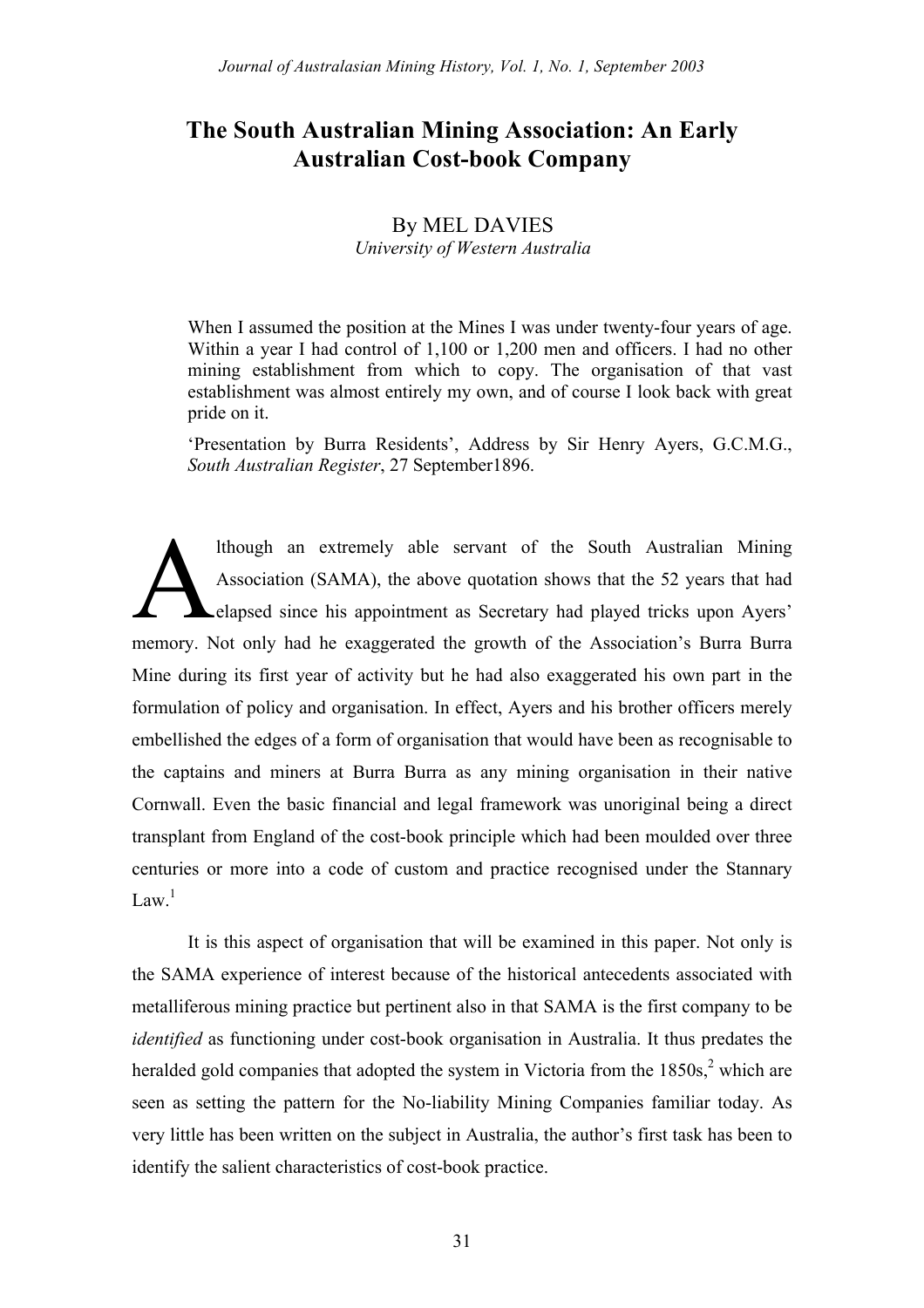# The South Australian Mining Association: An Early Australian Cost-book Company

By MEL DAVIES
*University of Western Australia*

> When I assumed the position at the Mines I was under twenty-four years of age. Within a year I had control of 1,100 or 1,200 men and officers. I had no other mining establishment from which to copy. The organisation of that vast establishment was almost entirely my own, and of course I look back with great pride on it.
>
> 'Presentation by Burra Residents', Address by Sir Henry Ayers, G.C.M.G., *South Australian Register*, 27 September1896.

Although an extremely able servant of the South Australian Mining Association (SAMA), the above quotation shows that the 52 years that had elapsed since his appointment as Secretary had played tricks upon Ayers' memory. Not only had he exaggerated the growth of the Association's Burra Burra Mine during its first year of activity but he had also exaggerated his own part in the formulation of policy and organisation. In effect, Ayers and his brother officers merely embellished the edges of a form of organisation that would have been as recognisable to the captains and miners at Burra Burra as any mining organisation in their native Cornwall. Even the basic financial and legal framework was unoriginal being a direct transplant from England of the cost-book principle which had been moulded over three centuries or more into a code of custom and practice recognised under the Stannary Law.[1]

It is this aspect of organisation that will be examined in this paper. Not only is the SAMA experience of interest because of the historical antecedents associated with metalliferous mining practice but pertinent also in that SAMA is the first company to be *identified* as functioning under cost-book organisation in Australia. It thus predates the heralded gold companies that adopted the system in Victoria from the 1850s,[2] which are seen as setting the pattern for the No-liability Mining Companies familiar today. As very little has been written on the subject in Australia, the author's first task has been to identify the salient characteristics of cost-book practice.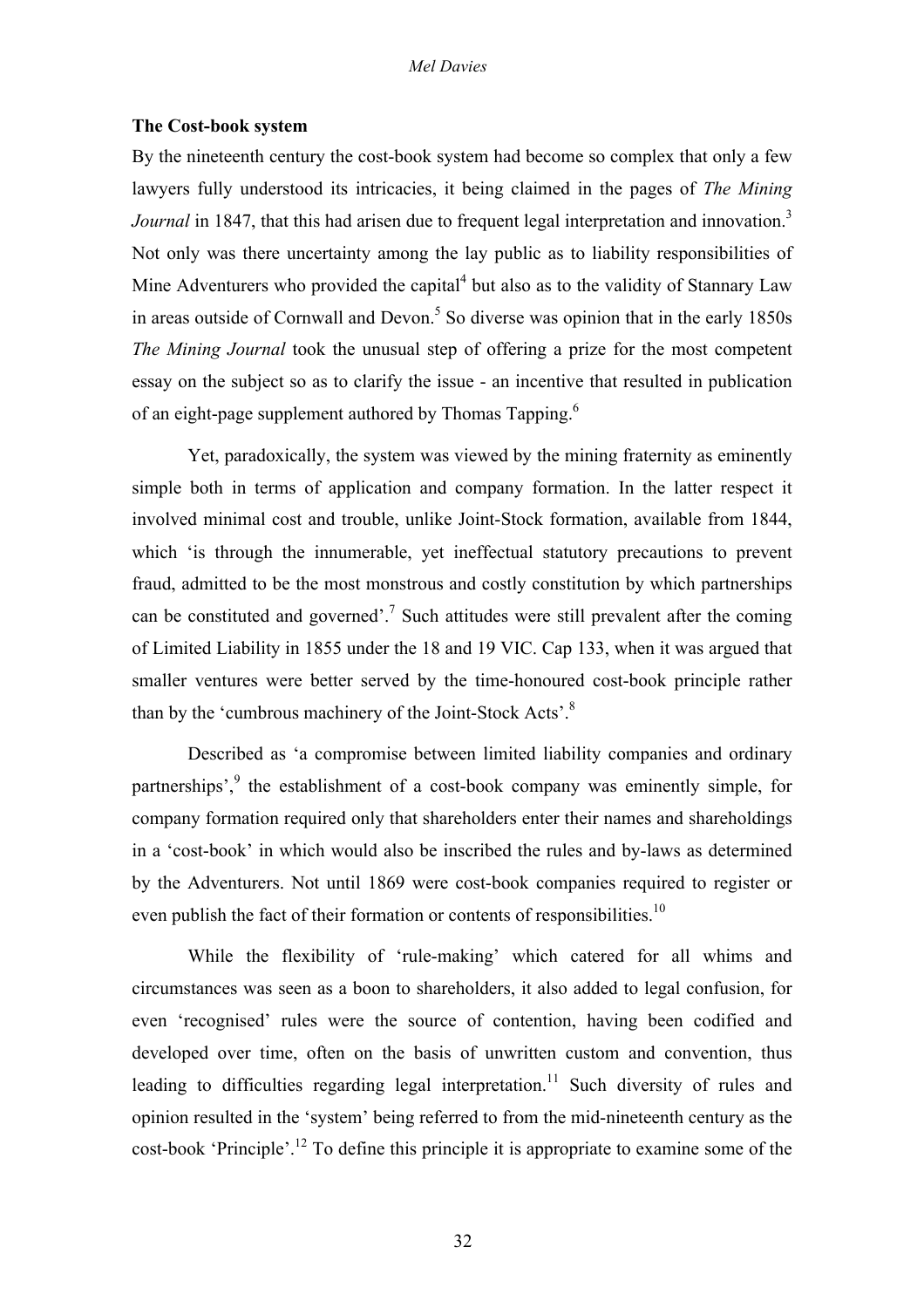### The Cost-book system

By the nineteenth century the cost-book system had become so complex that only a few lawyers fully understood its intricacies, it being claimed in the pages of *The Mining Journal* in 1847, that this had arisen due to frequent legal interpretation and innovation.[3] Not only was there uncertainty among the lay public as to liability responsibilities of Mine Adventurers who provided the capital[4] but also as to the validity of Stannary Law in areas outside of Cornwall and Devon.[5] So diverse was opinion that in the early 1850s *The Mining Journal* took the unusual step of offering a prize for the most competent essay on the subject so as to clarify the issue - an incentive that resulted in publication of an eight-page supplement authored by Thomas Tapping.[6]

Yet, paradoxically, the system was viewed by the mining fraternity as eminently simple both in terms of application and company formation. In the latter respect it involved minimal cost and trouble, unlike Joint-Stock formation, available from 1844, which 'is through the innumerable, yet ineffectual statutory precautions to prevent fraud, admitted to be the most monstrous and costly constitution by which partnerships can be constituted and governed'.[7] Such attitudes were still prevalent after the coming of Limited Liability in 1855 under the 18 and 19 VIC. Cap 133, when it was argued that smaller ventures were better served by the time-honoured cost-book principle rather than by the 'cumbrous machinery of the Joint-Stock Acts'.[8]

Described as 'a compromise between limited liability companies and ordinary partnerships',[9] the establishment of a cost-book company was eminently simple, for company formation required only that shareholders enter their names and shareholdings in a 'cost-book' in which would also be inscribed the rules and by-laws as determined by the Adventurers. Not until 1869 were cost-book companies required to register or even publish the fact of their formation or contents of responsibilities.[10]

While the flexibility of 'rule-making' which catered for all whims and circumstances was seen as a boon to shareholders, it also added to legal confusion, for even 'recognised' rules were the source of contention, having been codified and developed over time, often on the basis of unwritten custom and convention, thus leading to difficulties regarding legal interpretation.[11] Such diversity of rules and opinion resulted in the 'system' being referred to from the mid-nineteenth century as the cost-book 'Principle'.[12] To define this principle it is appropriate to examine some of the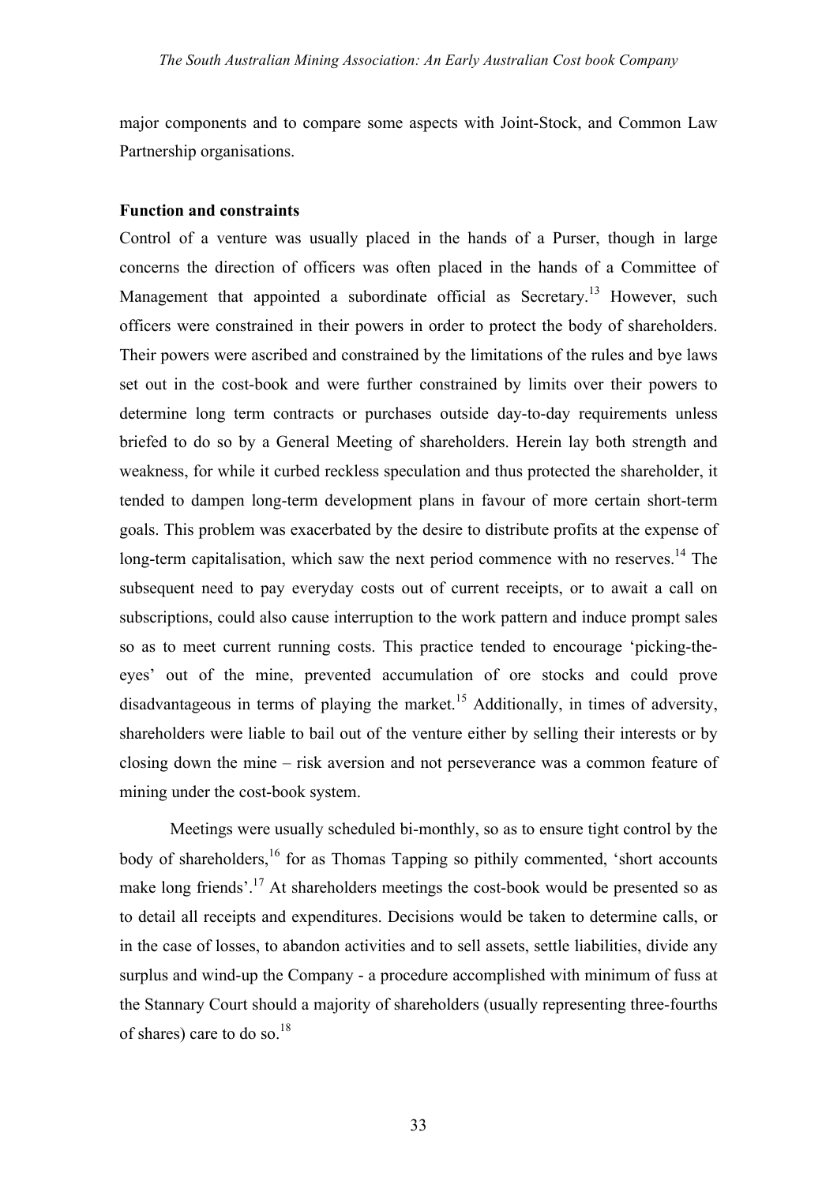major components and to compare some aspects with Joint-Stock, and Common Law Partnership organisations.

**Function and constraints**

Control of a venture was usually placed in the hands of a Purser, though in large concerns the direction of officers was often placed in the hands of a Committee of Management that appointed a subordinate official as Secretary.[13] However, such officers were constrained in their powers in order to protect the body of shareholders. Their powers were ascribed and constrained by the limitations of the rules and bye laws set out in the cost-book and were further constrained by limits over their powers to determine long term contracts or purchases outside day-to-day requirements unless briefed to do so by a General Meeting of shareholders. Herein lay both strength and weakness, for while it curbed reckless speculation and thus protected the shareholder, it tended to dampen long-term development plans in favour of more certain short-term goals. This problem was exacerbated by the desire to distribute profits at the expense of long-term capitalisation, which saw the next period commence with no reserves.[14] The subsequent need to pay everyday costs out of current receipts, or to await a call on subscriptions, could also cause interruption to the work pattern and induce prompt sales so as to meet current running costs. This practice tended to encourage 'picking-the-eyes' out of the mine, prevented accumulation of ore stocks and could prove disadvantageous in terms of playing the market.[15] Additionally, in times of adversity, shareholders were liable to bail out of the venture either by selling their interests or by closing down the mine – risk aversion and not perseverance was a common feature of mining under the cost-book system.

Meetings were usually scheduled bi-monthly, so as to ensure tight control by the body of shareholders,[16] for as Thomas Tapping so pithily commented, 'short accounts make long friends'.[17] At shareholders meetings the cost-book would be presented so as to detail all receipts and expenditures. Decisions would be taken to determine calls, or in the case of losses, to abandon activities and to sell assets, settle liabilities, divide any surplus and wind-up the Company - a procedure accomplished with minimum of fuss at the Stannary Court should a majority of shareholders (usually representing three-fourths of shares) care to do so.[18]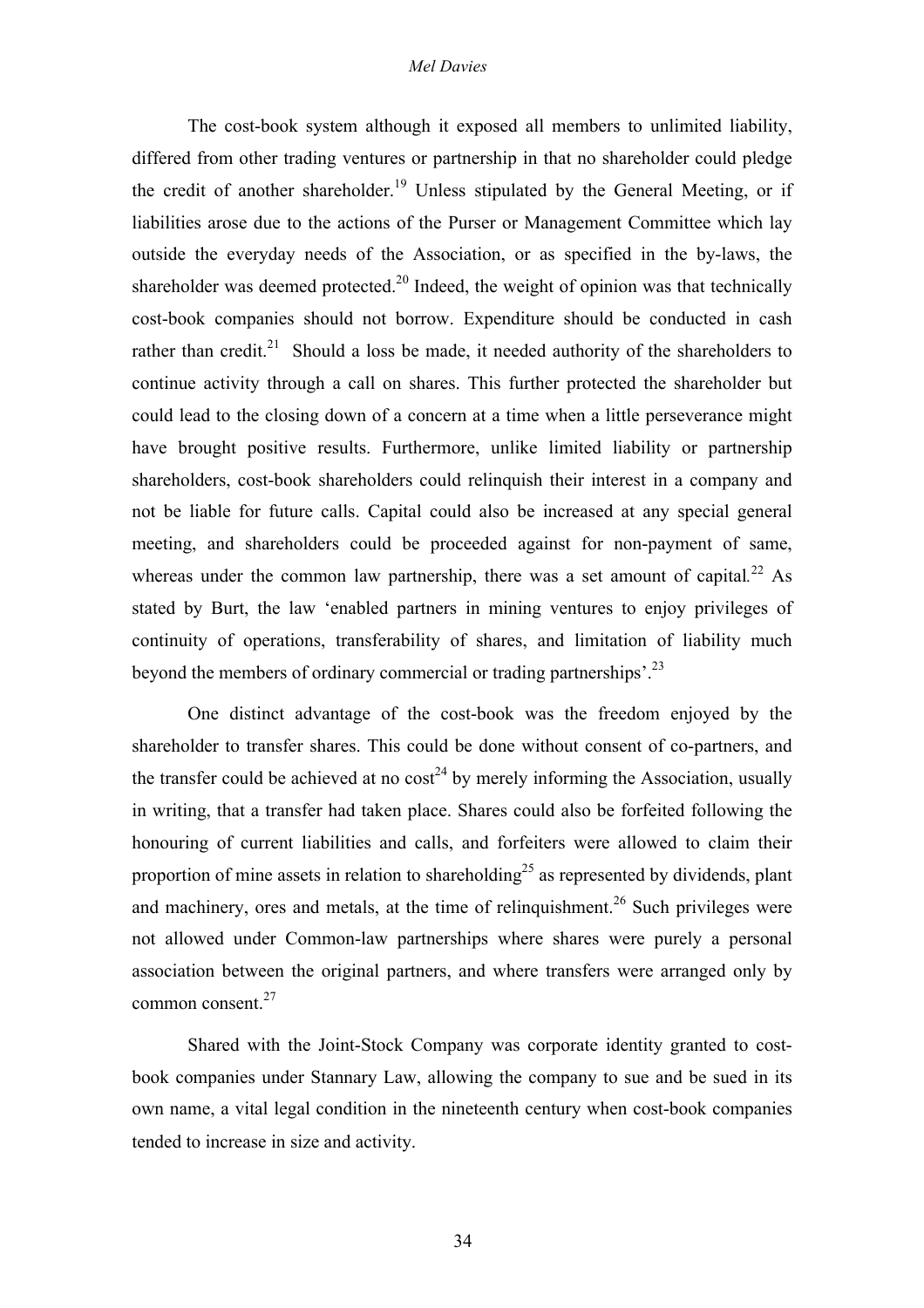The cost-book system although it exposed all members to unlimited liability, differed from other trading ventures or partnership in that no shareholder could pledge the credit of another shareholder.[19] Unless stipulated by the General Meeting, or if liabilities arose due to the actions of the Purser or Management Committee which lay outside the everyday needs of the Association, or as specified in the by-laws, the shareholder was deemed protected.[20] Indeed, the weight of opinion was that technically cost-book companies should not borrow. Expenditure should be conducted in cash rather than credit.[21] Should a loss be made, it needed authority of the shareholders to continue activity through a call on shares. This further protected the shareholder but could lead to the closing down of a concern at a time when a little perseverance might have brought positive results. Furthermore, unlike limited liability or partnership shareholders, cost-book shareholders could relinquish their interest in a company and not be liable for future calls. Capital could also be increased at any special general meeting, and shareholders could be proceeded against for non-payment of same, whereas under the common law partnership, there was a set amount of capital.[22] As stated by Burt, the law 'enabled partners in mining ventures to enjoy privileges of continuity of operations, transferability of shares, and limitation of liability much beyond the members of ordinary commercial or trading partnerships'.[23]

One distinct advantage of the cost-book was the freedom enjoyed by the shareholder to transfer shares. This could be done without consent of co-partners, and the transfer could be achieved at no cost[24] by merely informing the Association, usually in writing, that a transfer had taken place. Shares could also be forfeited following the honouring of current liabilities and calls, and forfeiters were allowed to claim their proportion of mine assets in relation to shareholding[25] as represented by dividends, plant and machinery, ores and metals, at the time of relinquishment.[26] Such privileges were not allowed under Common-law partnerships where shares were purely a personal association between the original partners, and where transfers were arranged only by common consent.[27]

Shared with the Joint-Stock Company was corporate identity granted to cost-book companies under Stannary Law, allowing the company to sue and be sued in its own name, a vital legal condition in the nineteenth century when cost-book companies tended to increase in size and activity.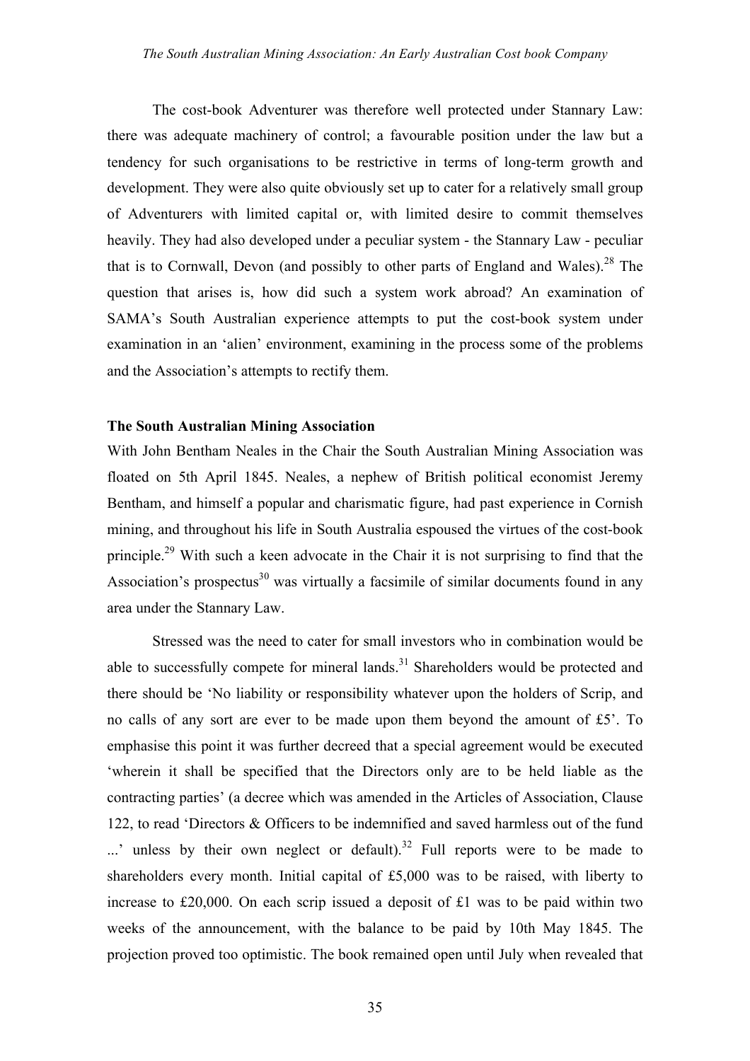The cost-book Adventurer was therefore well protected under Stannary Law: there was adequate machinery of control; a favourable position under the law but a tendency for such organisations to be restrictive in terms of long-term growth and development. They were also quite obviously set up to cater for a relatively small group of Adventurers with limited capital or, with limited desire to commit themselves heavily. They had also developed under a peculiar system - the Stannary Law - peculiar that is to Cornwall, Devon (and possibly to other parts of England and Wales).[28] The question that arises is, how did such a system work abroad? An examination of SAMA's South Australian experience attempts to put the cost-book system under examination in an 'alien' environment, examining in the process some of the problems and the Association's attempts to rectify them.

## The South Australian Mining Association

With John Bentham Neales in the Chair the South Australian Mining Association was floated on 5th April 1845. Neales, a nephew of British political economist Jeremy Bentham, and himself a popular and charismatic figure, had past experience in Cornish mining, and throughout his life in South Australia espoused the virtues of the cost-book principle.[29] With such a keen advocate in the Chair it is not surprising to find that the Association's prospectus[30] was virtually a facsimile of similar documents found in any area under the Stannary Law.

Stressed was the need to cater for small investors who in combination would be able to successfully compete for mineral lands.[31] Shareholders would be protected and there should be 'No liability or responsibility whatever upon the holders of Scrip, and no calls of any sort are ever to be made upon them beyond the amount of £5'. To emphasise this point it was further decreed that a special agreement would be executed 'wherein it shall be specified that the Directors only are to be held liable as the contracting parties' (a decree which was amended in the Articles of Association, Clause 122, to read 'Directors & Officers to be indemnified and saved harmless out of the fund ...' unless by their own neglect or default).[32] Full reports were to be made to shareholders every month. Initial capital of £5,000 was to be raised, with liberty to increase to £20,000. On each scrip issued a deposit of £1 was to be paid within two weeks of the announcement, with the balance to be paid by 10th May 1845. The projection proved too optimistic. The book remained open until July when revealed that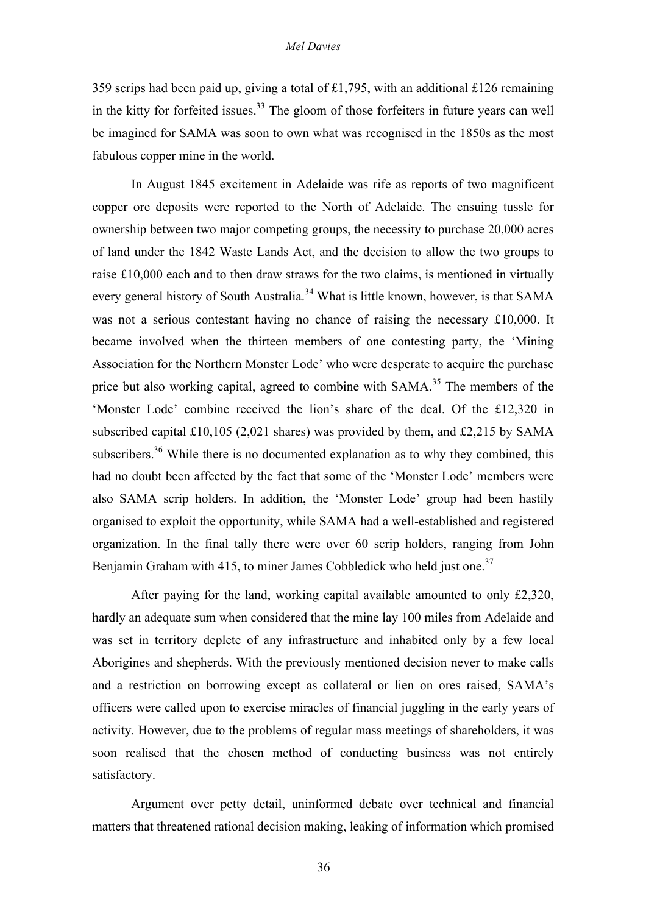359 scrips had been paid up, giving a total of £1,795, with an additional £126 remaining in the kitty for forfeited issues.[33] The gloom of those forfeiters in future years can well be imagined for SAMA was soon to own what was recognised in the 1850s as the most fabulous copper mine in the world.

In August 1845 excitement in Adelaide was rife as reports of two magnificent copper ore deposits were reported to the North of Adelaide. The ensuing tussle for ownership between two major competing groups, the necessity to purchase 20,000 acres of land under the 1842 Waste Lands Act, and the decision to allow the two groups to raise £10,000 each and to then draw straws for the two claims, is mentioned in virtually every general history of South Australia.[34] What is little known, however, is that SAMA was not a serious contestant having no chance of raising the necessary £10,000. It became involved when the thirteen members of one contesting party, the 'Mining Association for the Northern Monster Lode' who were desperate to acquire the purchase price but also working capital, agreed to combine with SAMA.[35] The members of the 'Monster Lode' combine received the lion's share of the deal. Of the £12,320 in subscribed capital £10,105 (2,021 shares) was provided by them, and £2,215 by SAMA subscribers.[36] While there is no documented explanation as to why they combined, this had no doubt been affected by the fact that some of the 'Monster Lode' members were also SAMA scrip holders. In addition, the 'Monster Lode' group had been hastily organised to exploit the opportunity, while SAMA had a well-established and registered organization. In the final tally there were over 60 scrip holders, ranging from John Benjamin Graham with 415, to miner James Cobbledick who held just one.[37]

After paying for the land, working capital available amounted to only £2,320, hardly an adequate sum when considered that the mine lay 100 miles from Adelaide and was set in territory deplete of any infrastructure and inhabited only by a few local Aborigines and shepherds. With the previously mentioned decision never to make calls and a restriction on borrowing except as collateral or lien on ores raised, SAMA's officers were called upon to exercise miracles of financial juggling in the early years of activity. However, due to the problems of regular mass meetings of shareholders, it was soon realised that the chosen method of conducting business was not entirely satisfactory.

Argument over petty detail, uninformed debate over technical and financial matters that threatened rational decision making, leaking of information which promised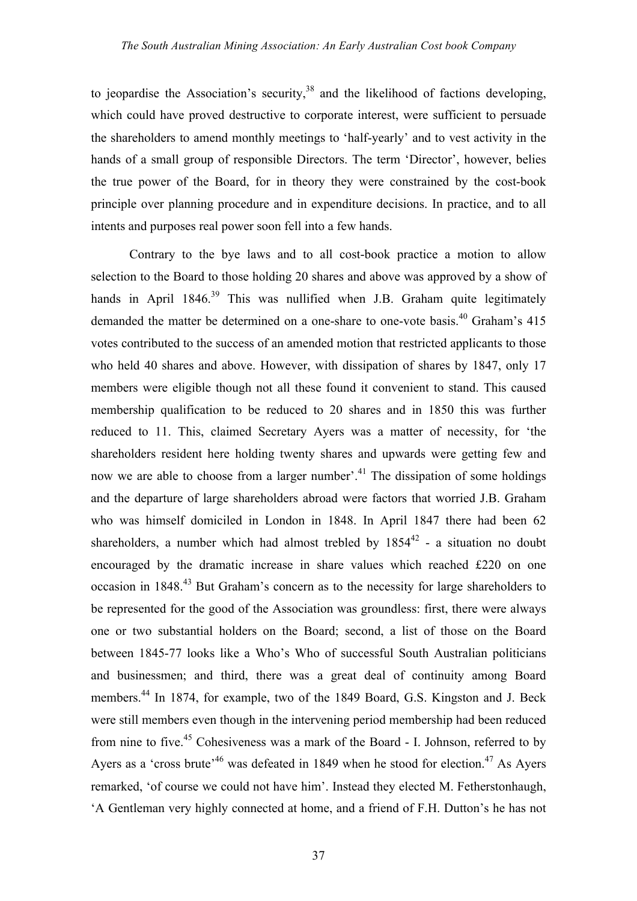to jeopardise the Association's security,[38] and the likelihood of factions developing, which could have proved destructive to corporate interest, were sufficient to persuade the shareholders to amend monthly meetings to 'half-yearly' and to vest activity in the hands of a small group of responsible Directors. The term 'Director', however, belies the true power of the Board, for in theory they were constrained by the cost-book principle over planning procedure and in expenditure decisions. In practice, and to all intents and purposes real power soon fell into a few hands.

Contrary to the bye laws and to all cost-book practice a motion to allow selection to the Board to those holding 20 shares and above was approved by a show of hands in April 1846.[39] This was nullified when J.B. Graham quite legitimately demanded the matter be determined on a one-share to one-vote basis.[40] Graham's 415 votes contributed to the success of an amended motion that restricted applicants to those who held 40 shares and above. However, with dissipation of shares by 1847, only 17 members were eligible though not all these found it convenient to stand. This caused membership qualification to be reduced to 20 shares and in 1850 this was further reduced to 11. This, claimed Secretary Ayers was a matter of necessity, for 'the shareholders resident here holding twenty shares and upwards were getting few and now we are able to choose from a larger number'.[41] The dissipation of some holdings and the departure of large shareholders abroad were factors that worried J.B. Graham who was himself domiciled in London in 1848. In April 1847 there had been 62 shareholders, a number which had almost trebled by 1854[42] - a situation no doubt encouraged by the dramatic increase in share values which reached £220 on one occasion in 1848.[43] But Graham's concern as to the necessity for large shareholders to be represented for the good of the Association was groundless: first, there were always one or two substantial holders on the Board; second, a list of those on the Board between 1845-77 looks like a Who's Who of successful South Australian politicians and businessmen; and third, there was a great deal of continuity among Board members.[44] In 1874, for example, two of the 1849 Board, G.S. Kingston and J. Beck were still members even though in the intervening period membership had been reduced from nine to five.[45] Cohesiveness was a mark of the Board - I. Johnson, referred to by Ayers as a 'cross brute'[46] was defeated in 1849 when he stood for election.[47] As Ayers remarked, 'of course we could not have him'. Instead they elected M. Fetherstonhaugh, 'A Gentleman very highly connected at home, and a friend of F.H. Dutton's he has not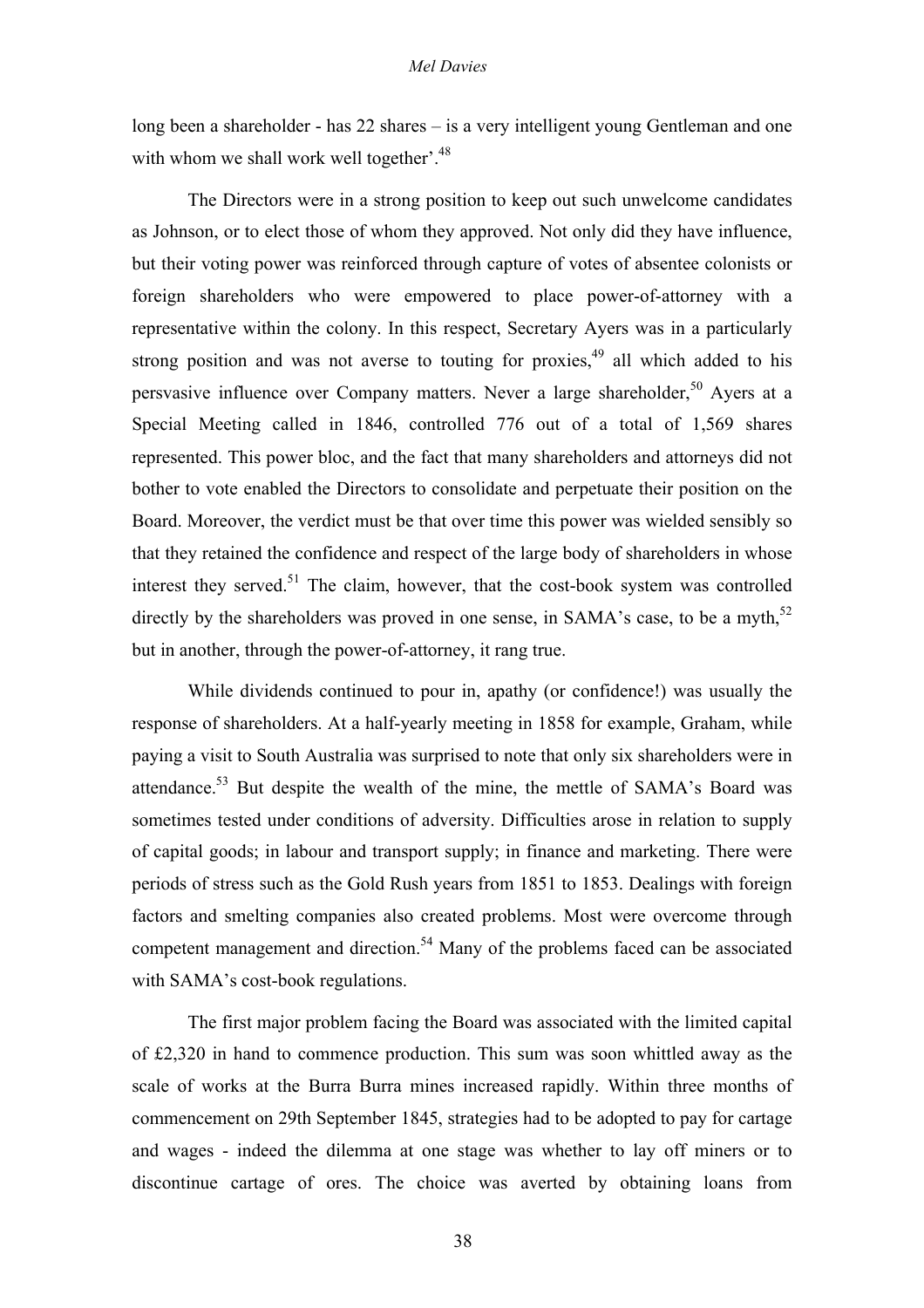long been a shareholder - has 22 shares – is a very intelligent young Gentleman and one with whom we shall work well together'.[48]

The Directors were in a strong position to keep out such unwelcome candidates as Johnson, or to elect those of whom they approved. Not only did they have influence, but their voting power was reinforced through capture of votes of absentee colonists or foreign shareholders who were empowered to place power-of-attorney with a representative within the colony. In this respect, Secretary Ayers was in a particularly strong position and was not averse to touting for proxies,[49] all which added to his persvasive influence over Company matters. Never a large shareholder,[50] Ayers at a Special Meeting called in 1846, controlled 776 out of a total of 1,569 shares represented. This power bloc, and the fact that many shareholders and attorneys did not bother to vote enabled the Directors to consolidate and perpetuate their position on the Board. Moreover, the verdict must be that over time this power was wielded sensibly so that they retained the confidence and respect of the large body of shareholders in whose interest they served.[51] The claim, however, that the cost-book system was controlled directly by the shareholders was proved in one sense, in SAMA's case, to be a myth,[52] but in another, through the power-of-attorney, it rang true.

While dividends continued to pour in, apathy (or confidence!) was usually the response of shareholders. At a half-yearly meeting in 1858 for example, Graham, while paying a visit to South Australia was surprised to note that only six shareholders were in attendance.[53] But despite the wealth of the mine, the mettle of SAMA's Board was sometimes tested under conditions of adversity. Difficulties arose in relation to supply of capital goods; in labour and transport supply; in finance and marketing. There were periods of stress such as the Gold Rush years from 1851 to 1853. Dealings with foreign factors and smelting companies also created problems. Most were overcome through competent management and direction.[54] Many of the problems faced can be associated with SAMA's cost-book regulations.

The first major problem facing the Board was associated with the limited capital of £2,320 in hand to commence production. This sum was soon whittled away as the scale of works at the Burra Burra mines increased rapidly. Within three months of commencement on 29th September 1845, strategies had to be adopted to pay for cartage and wages - indeed the dilemma at one stage was whether to lay off miners or to discontinue cartage of ores. The choice was averted by obtaining loans from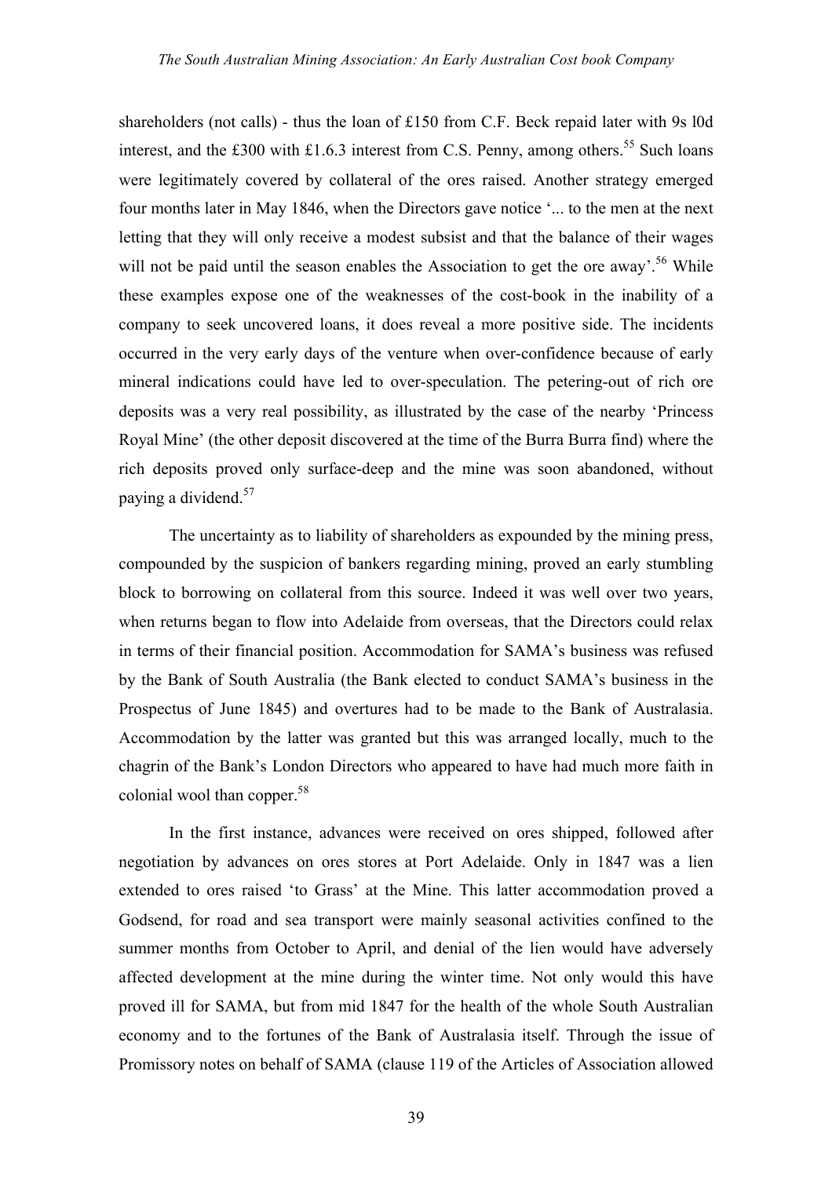shareholders (not calls) - thus the loan of £150 from C.F. Beck repaid later with 9s l0d interest, and the £300 with £1.6.3 interest from C.S. Penny, among others.[55] Such loans were legitimately covered by collateral of the ores raised. Another strategy emerged four months later in May 1846, when the Directors gave notice '... to the men at the next letting that they will only receive a modest subsist and that the balance of their wages will not be paid until the season enables the Association to get the ore away'.[56] While these examples expose one of the weaknesses of the cost-book in the inability of a company to seek uncovered loans, it does reveal a more positive side. The incidents occurred in the very early days of the venture when over-confidence because of early mineral indications could have led to over-speculation. The petering-out of rich ore deposits was a very real possibility, as illustrated by the case of the nearby 'Princess Royal Mine' (the other deposit discovered at the time of the Burra Burra find) where the rich deposits proved only surface-deep and the mine was soon abandoned, without paying a dividend.[57]

The uncertainty as to liability of shareholders as expounded by the mining press, compounded by the suspicion of bankers regarding mining, proved an early stumbling block to borrowing on collateral from this source. Indeed it was well over two years, when returns began to flow into Adelaide from overseas, that the Directors could relax in terms of their financial position. Accommodation for SAMA's business was refused by the Bank of South Australia (the Bank elected to conduct SAMA's business in the Prospectus of June 1845) and overtures had to be made to the Bank of Australasia. Accommodation by the latter was granted but this was arranged locally, much to the chagrin of the Bank's London Directors who appeared to have had much more faith in colonial wool than copper.[58]

In the first instance, advances were received on ores shipped, followed after negotiation by advances on ores stores at Port Adelaide. Only in 1847 was a lien extended to ores raised 'to Grass' at the Mine. This latter accommodation proved a Godsend, for road and sea transport were mainly seasonal activities confined to the summer months from October to April, and denial of the lien would have adversely affected development at the mine during the winter time. Not only would this have proved ill for SAMA, but from mid 1847 for the health of the whole South Australian economy and to the fortunes of the Bank of Australasia itself. Through the issue of Promissory notes on behalf of SAMA (clause 119 of the Articles of Association allowed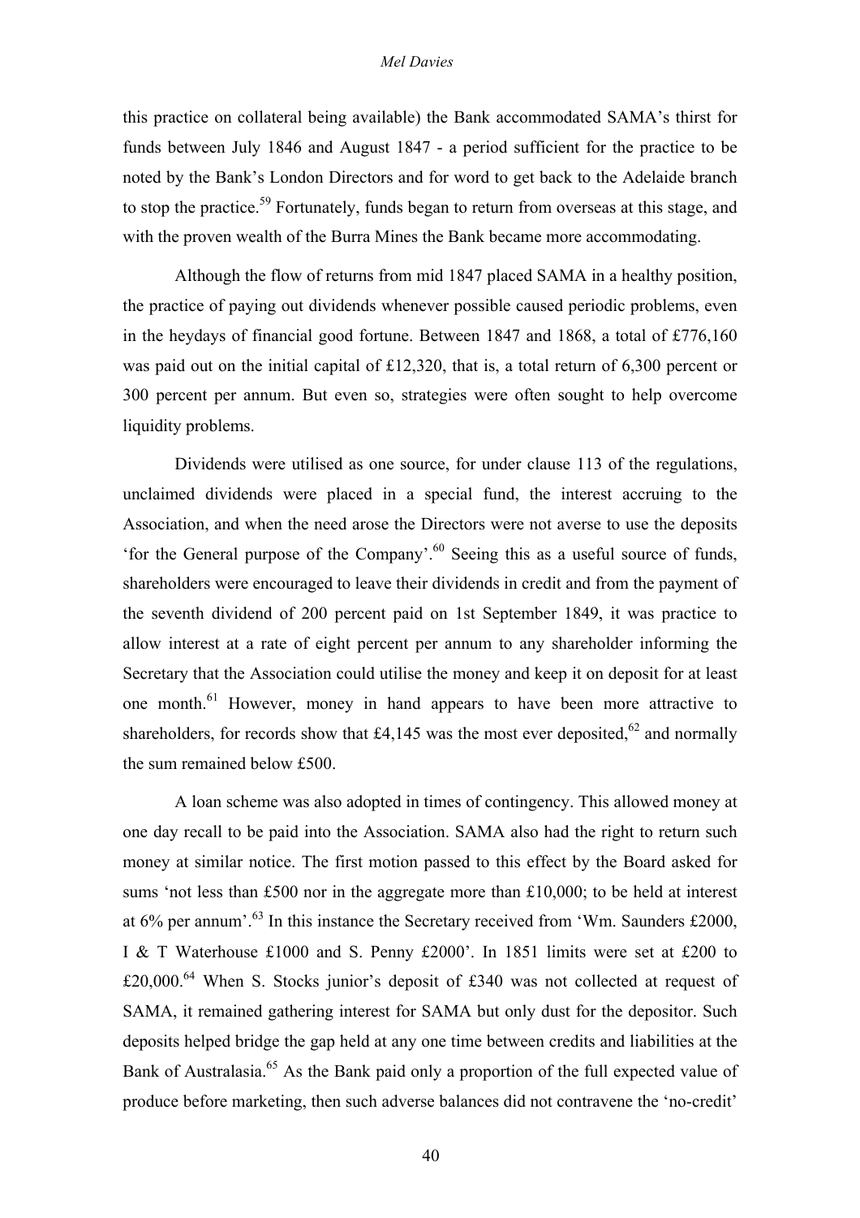this practice on collateral being available) the Bank accommodated SAMA's thirst for funds between July 1846 and August 1847 - a period sufficient for the practice to be noted by the Bank's London Directors and for word to get back to the Adelaide branch to stop the practice.[59] Fortunately, funds began to return from overseas at this stage, and with the proven wealth of the Burra Mines the Bank became more accommodating.

Although the flow of returns from mid 1847 placed SAMA in a healthy position, the practice of paying out dividends whenever possible caused periodic problems, even in the heydays of financial good fortune. Between 1847 and 1868, a total of £776,160 was paid out on the initial capital of £12,320, that is, a total return of 6,300 percent or 300 percent per annum. But even so, strategies were often sought to help overcome liquidity problems.

Dividends were utilised as one source, for under clause 113 of the regulations, unclaimed dividends were placed in a special fund, the interest accruing to the Association, and when the need arose the Directors were not averse to use the deposits 'for the General purpose of the Company'.[60] Seeing this as a useful source of funds, shareholders were encouraged to leave their dividends in credit and from the payment of the seventh dividend of 200 percent paid on 1st September 1849, it was practice to allow interest at a rate of eight percent per annum to any shareholder informing the Secretary that the Association could utilise the money and keep it on deposit for at least one month.[61] However, money in hand appears to have been more attractive to shareholders, for records show that £4,145 was the most ever deposited,[62] and normally the sum remained below £500.

A loan scheme was also adopted in times of contingency. This allowed money at one day recall to be paid into the Association. SAMA also had the right to return such money at similar notice. The first motion passed to this effect by the Board asked for sums 'not less than £500 nor in the aggregate more than £10,000; to be held at interest at 6% per annum'.[63] In this instance the Secretary received from 'Wm. Saunders £2000, I & T Waterhouse £1000 and S. Penny £2000'. In 1851 limits were set at £200 to £20,000.[64] When S. Stocks junior's deposit of £340 was not collected at request of SAMA, it remained gathering interest for SAMA but only dust for the depositor. Such deposits helped bridge the gap held at any one time between credits and liabilities at the Bank of Australasia.[65] As the Bank paid only a proportion of the full expected value of produce before marketing, then such adverse balances did not contravene the 'no-credit'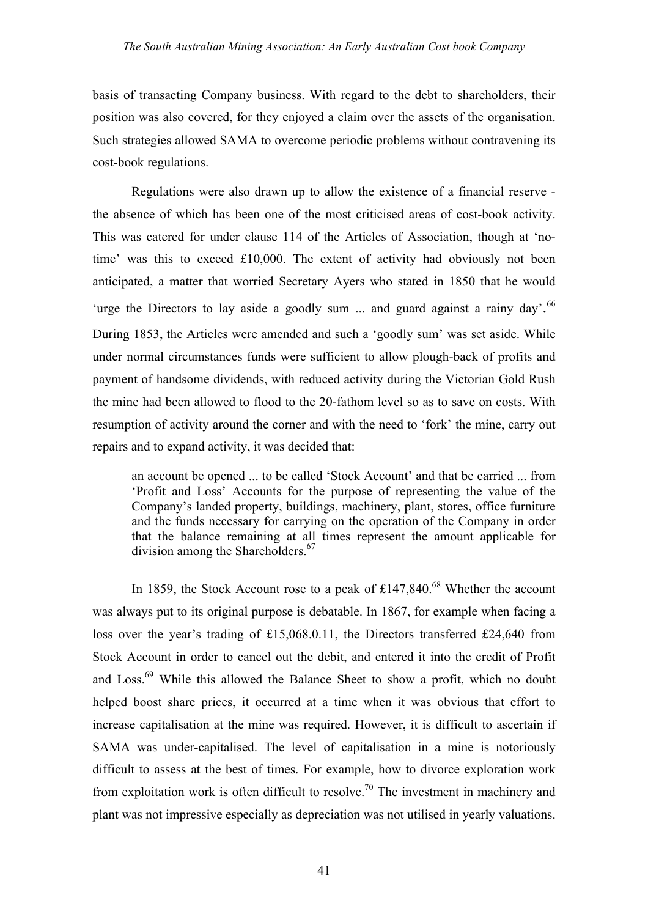basis of transacting Company business. With regard to the debt to shareholders, their position was also covered, for they enjoyed a claim over the assets of the organisation. Such strategies allowed SAMA to overcome periodic problems without contravening its cost-book regulations.

Regulations were also drawn up to allow the existence of a financial reserve - the absence of which has been one of the most criticised areas of cost-book activity. This was catered for under clause 114 of the Articles of Association, though at 'no-time' was this to exceed £10,000. The extent of activity had obviously not been anticipated, a matter that worried Secretary Ayers who stated in 1850 that he would 'urge the Directors to lay aside a goodly sum ... and guard against a rainy day'.[66] During 1853, the Articles were amended and such a 'goodly sum' was set aside. While under normal circumstances funds were sufficient to allow plough-back of profits and payment of handsome dividends, with reduced activity during the Victorian Gold Rush the mine had been allowed to flood to the 20-fathom level so as to save on costs. With resumption of activity around the corner and with the need to 'fork' the mine, carry out repairs and to expand activity, it was decided that:

> an account be opened ... to be called 'Stock Account' and that be carried ... from 'Profit and Loss' Accounts for the purpose of representing the value of the Company's landed property, buildings, machinery, plant, stores, office furniture and the funds necessary for carrying on the operation of the Company in order that the balance remaining at all times represent the amount applicable for division among the Shareholders.[67]

In 1859, the Stock Account rose to a peak of £147,840.[68] Whether the account was always put to its original purpose is debatable. In 1867, for example when facing a loss over the year's trading of £15,068.0.11, the Directors transferred £24,640 from Stock Account in order to cancel out the debit, and entered it into the credit of Profit and Loss.[69] While this allowed the Balance Sheet to show a profit, which no doubt helped boost share prices, it occurred at a time when it was obvious that effort to increase capitalisation at the mine was required. However, it is difficult to ascertain if SAMA was under-capitalised. The level of capitalisation in a mine is notoriously difficult to assess at the best of times. For example, how to divorce exploration work from exploitation work is often difficult to resolve.[70] The investment in machinery and plant was not impressive especially as depreciation was not utilised in yearly valuations.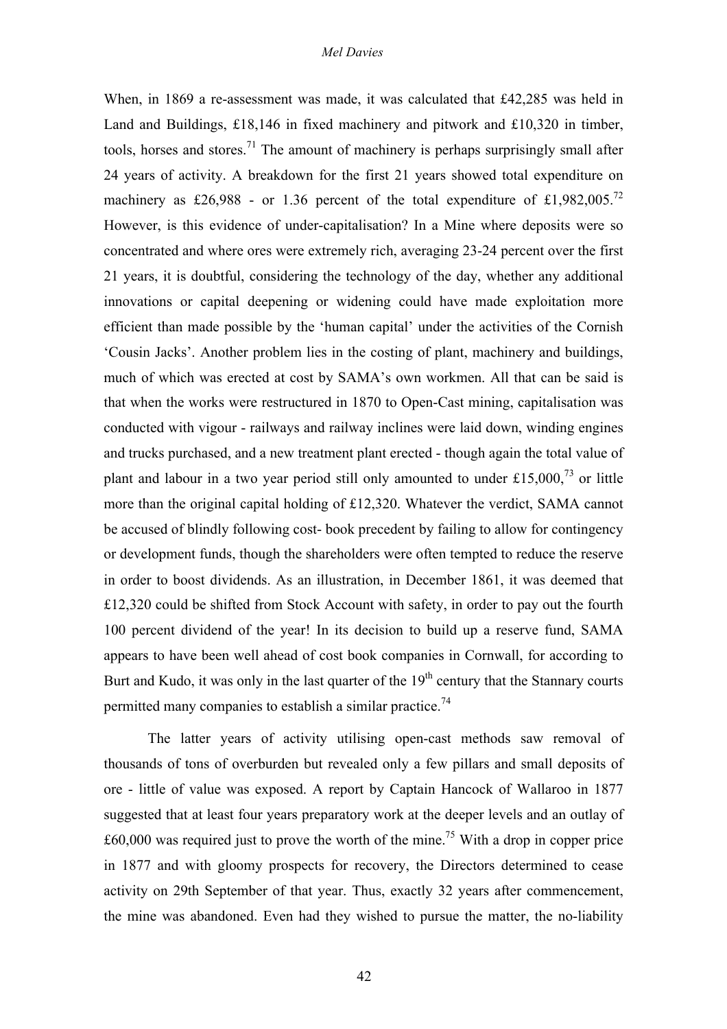When, in 1869 a re-assessment was made, it was calculated that £42,285 was held in Land and Buildings, £18,146 in fixed machinery and pitwork and £10,320 in timber, tools, horses and stores.[71] The amount of machinery is perhaps surprisingly small after 24 years of activity. A breakdown for the first 21 years showed total expenditure on machinery as £26,988 - or 1.36 percent of the total expenditure of £1,982,005.[72] However, is this evidence of under-capitalisation? In a Mine where deposits were so concentrated and where ores were extremely rich, averaging 23-24 percent over the first 21 years, it is doubtful, considering the technology of the day, whether any additional innovations or capital deepening or widening could have made exploitation more efficient than made possible by the 'human capital' under the activities of the Cornish 'Cousin Jacks'. Another problem lies in the costing of plant, machinery and buildings, much of which was erected at cost by SAMA's own workmen. All that can be said is that when the works were restructured in 1870 to Open-Cast mining, capitalisation was conducted with vigour - railways and railway inclines were laid down, winding engines and trucks purchased, and a new treatment plant erected - though again the total value of plant and labour in a two year period still only amounted to under £15,000,[73] or little more than the original capital holding of £12,320. Whatever the verdict, SAMA cannot be accused of blindly following cost- book precedent by failing to allow for contingency or development funds, though the shareholders were often tempted to reduce the reserve in order to boost dividends. As an illustration, in December 1861, it was deemed that £12,320 could be shifted from Stock Account with safety, in order to pay out the fourth 100 percent dividend of the year! In its decision to build up a reserve fund, SAMA appears to have been well ahead of cost book companies in Cornwall, for according to Burt and Kudo, it was only in the last quarter of the 19th century that the Stannary courts permitted many companies to establish a similar practice.[74]

The latter years of activity utilising open-cast methods saw removal of thousands of tons of overburden but revealed only a few pillars and small deposits of ore - little of value was exposed. A report by Captain Hancock of Wallaroo in 1877 suggested that at least four years preparatory work at the deeper levels and an outlay of £60,000 was required just to prove the worth of the mine.[75] With a drop in copper price in 1877 and with gloomy prospects for recovery, the Directors determined to cease activity on 29th September of that year. Thus, exactly 32 years after commencement, the mine was abandoned. Even had they wished to pursue the matter, the no-liability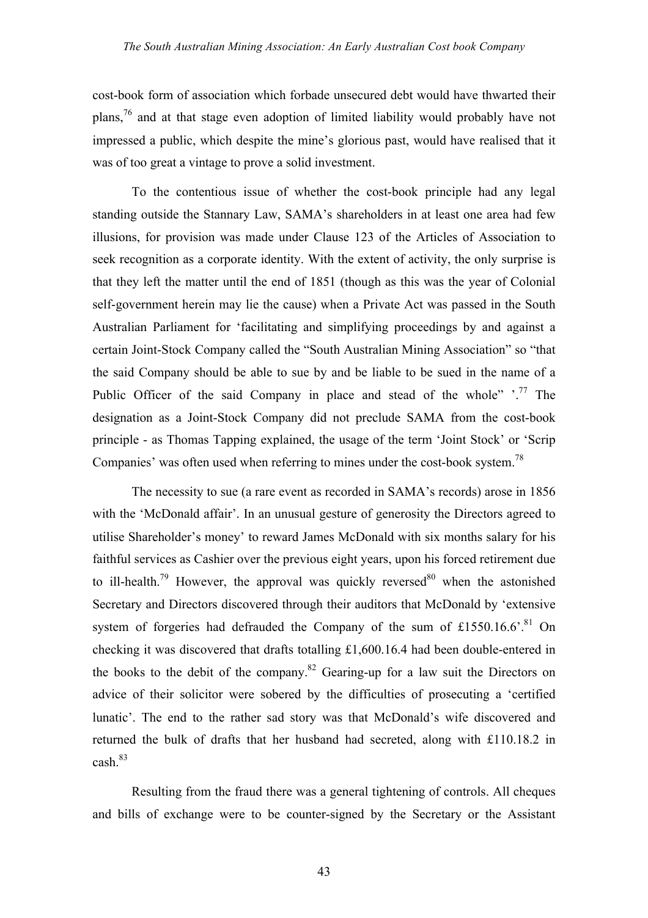cost-book form of association which forbade unsecured debt would have thwarted their plans,[76] and at that stage even adoption of limited liability would probably have not impressed a public, which despite the mine's glorious past, would have realised that it was of too great a vintage to prove a solid investment.

To the contentious issue of whether the cost-book principle had any legal standing outside the Stannary Law, SAMA's shareholders in at least one area had few illusions, for provision was made under Clause 123 of the Articles of Association to seek recognition as a corporate identity. With the extent of activity, the only surprise is that they left the matter until the end of 1851 (though as this was the year of Colonial self-government herein may lie the cause) when a Private Act was passed in the South Australian Parliament for 'facilitating and simplifying proceedings by and against a certain Joint-Stock Company called the "South Australian Mining Association" so "that the said Company should be able to sue by and be liable to be sued in the name of a Public Officer of the said Company in place and stead of the whole" '.[77] The designation as a Joint-Stock Company did not preclude SAMA from the cost-book principle - as Thomas Tapping explained, the usage of the term 'Joint Stock' or 'Scrip Companies' was often used when referring to mines under the cost-book system.[78]

The necessity to sue (a rare event as recorded in SAMA's records) arose in 1856 with the 'McDonald affair'. In an unusual gesture of generosity the Directors agreed to utilise Shareholder's money' to reward James McDonald with six months salary for his faithful services as Cashier over the previous eight years, upon his forced retirement due to ill-health.[79] However, the approval was quickly reversed[80] when the astonished Secretary and Directors discovered through their auditors that McDonald by 'extensive system of forgeries had defrauded the Company of the sum of £1550.16.6'.[81] On checking it was discovered that drafts totalling £1,600.16.4 had been double-entered in the books to the debit of the company.[82] Gearing-up for a law suit the Directors on advice of their solicitor were sobered by the difficulties of prosecuting a 'certified lunatic'. The end to the rather sad story was that McDonald's wife discovered and returned the bulk of drafts that her husband had secreted, along with £110.18.2 in cash.[83]

Resulting from the fraud there was a general tightening of controls. All cheques and bills of exchange were to be counter-signed by the Secretary or the Assistant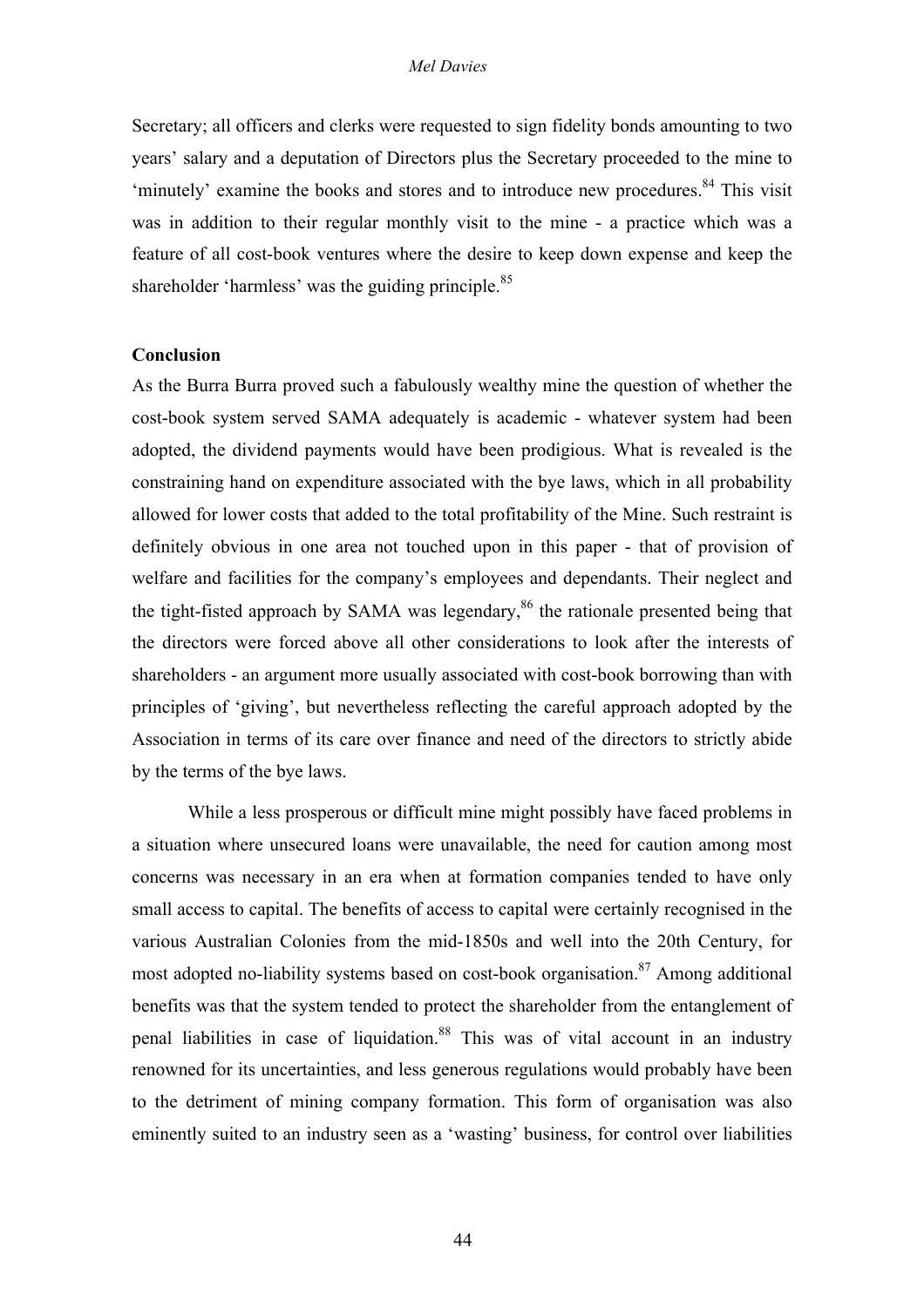Secretary; all officers and clerks were requested to sign fidelity bonds amounting to two years' salary and a deputation of Directors plus the Secretary proceeded to the mine to 'minutely' examine the books and stores and to introduce new procedures.[84] This visit was in addition to their regular monthly visit to the mine - a practice which was a feature of all cost-book ventures where the desire to keep down expense and keep the shareholder 'harmless' was the guiding principle.[85]

**Conclusion**

As the Burra Burra proved such a fabulously wealthy mine the question of whether the cost-book system served SAMA adequately is academic - whatever system had been adopted, the dividend payments would have been prodigious. What is revealed is the constraining hand on expenditure associated with the bye laws, which in all probability allowed for lower costs that added to the total profitability of the Mine. Such restraint is definitely obvious in one area not touched upon in this paper - that of provision of welfare and facilities for the company's employees and dependants. Their neglect and the tight-fisted approach by SAMA was legendary,[86] the rationale presented being that the directors were forced above all other considerations to look after the interests of shareholders - an argument more usually associated with cost-book borrowing than with principles of 'giving', but nevertheless reflecting the careful approach adopted by the Association in terms of its care over finance and need of the directors to strictly abide by the terms of the bye laws.

While a less prosperous or difficult mine might possibly have faced problems in a situation where unsecured loans were unavailable, the need for caution among most concerns was necessary in an era when at formation companies tended to have only small access to capital. The benefits of access to capital were certainly recognised in the various Australian Colonies from the mid-1850s and well into the 20th Century, for most adopted no-liability systems based on cost-book organisation.[87] Among additional benefits was that the system tended to protect the shareholder from the entanglement of penal liabilities in case of liquidation.[88] This was of vital account in an industry renowned for its uncertainties, and less generous regulations would probably have been to the detriment of mining company formation. This form of organisation was also eminently suited to an industry seen as a 'wasting' business, for control over liabilities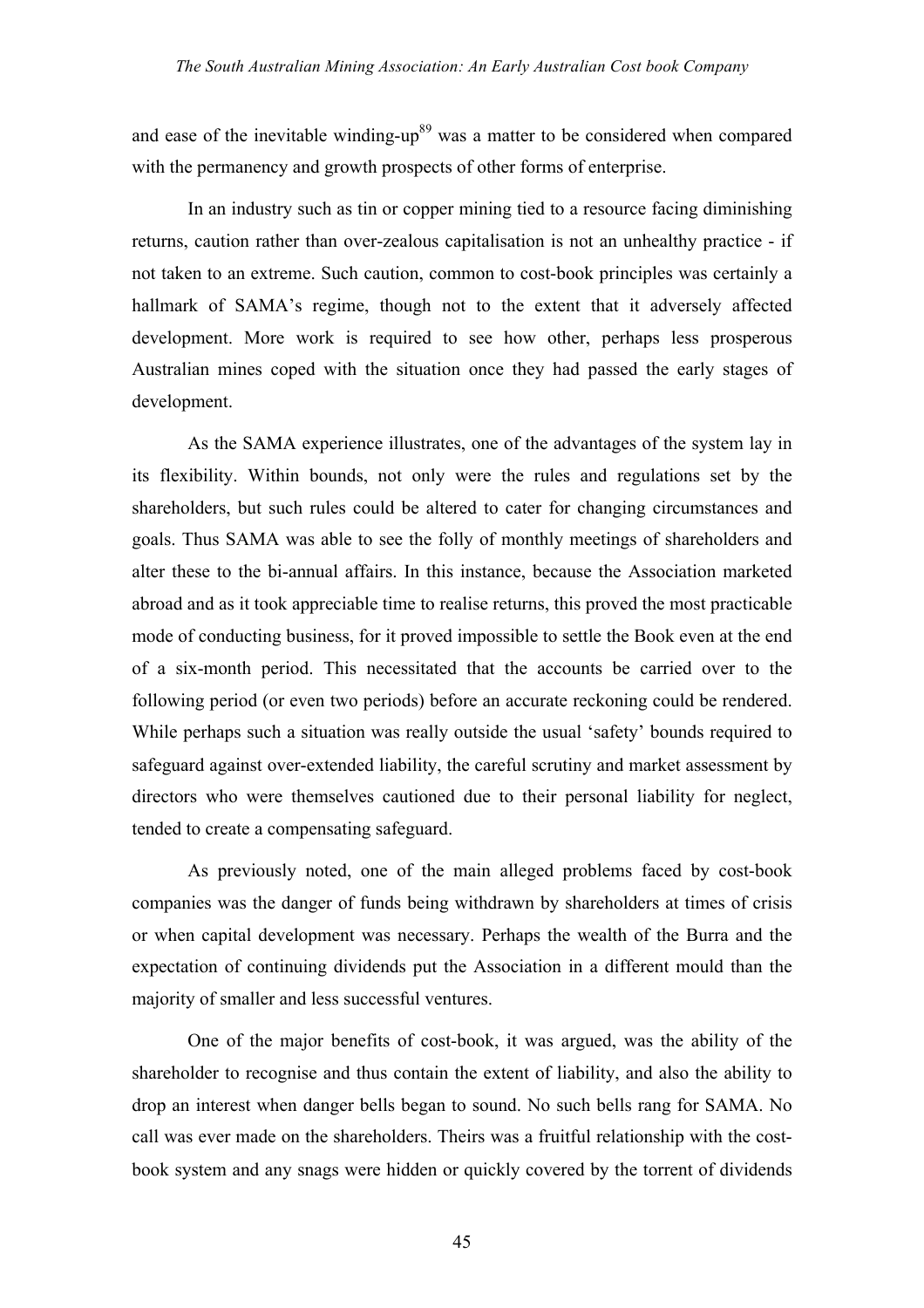and ease of the inevitable winding-up[89] was a matter to be considered when compared with the permanency and growth prospects of other forms of enterprise.

In an industry such as tin or copper mining tied to a resource facing diminishing returns, caution rather than over-zealous capitalisation is not an unhealthy practice - if not taken to an extreme. Such caution, common to cost-book principles was certainly a hallmark of SAMA's regime, though not to the extent that it adversely affected development. More work is required to see how other, perhaps less prosperous Australian mines coped with the situation once they had passed the early stages of development.

As the SAMA experience illustrates, one of the advantages of the system lay in its flexibility. Within bounds, not only were the rules and regulations set by the shareholders, but such rules could be altered to cater for changing circumstances and goals. Thus SAMA was able to see the folly of monthly meetings of shareholders and alter these to the bi-annual affairs. In this instance, because the Association marketed abroad and as it took appreciable time to realise returns, this proved the most practicable mode of conducting business, for it proved impossible to settle the Book even at the end of a six-month period. This necessitated that the accounts be carried over to the following period (or even two periods) before an accurate reckoning could be rendered. While perhaps such a situation was really outside the usual 'safety' bounds required to safeguard against over-extended liability, the careful scrutiny and market assessment by directors who were themselves cautioned due to their personal liability for neglect, tended to create a compensating safeguard.

As previously noted, one of the main alleged problems faced by cost-book companies was the danger of funds being withdrawn by shareholders at times of crisis or when capital development was necessary. Perhaps the wealth of the Burra and the expectation of continuing dividends put the Association in a different mould than the majority of smaller and less successful ventures.

One of the major benefits of cost-book, it was argued, was the ability of the shareholder to recognise and thus contain the extent of liability, and also the ability to drop an interest when danger bells began to sound. No such bells rang for SAMA. No call was ever made on the shareholders. Theirs was a fruitful relationship with the cost-book system and any snags were hidden or quickly covered by the torrent of dividends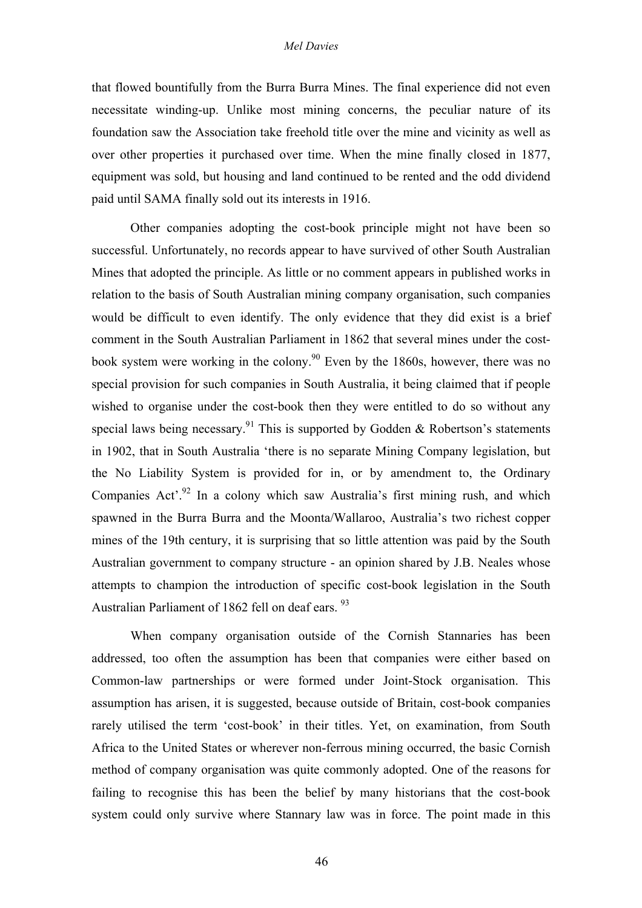that flowed bountifully from the Burra Burra Mines. The final experience did not even necessitate winding-up. Unlike most mining concerns, the peculiar nature of its foundation saw the Association take freehold title over the mine and vicinity as well as over other properties it purchased over time. When the mine finally closed in 1877, equipment was sold, but housing and land continued to be rented and the odd dividend paid until SAMA finally sold out its interests in 1916.

Other companies adopting the cost-book principle might not have been so successful. Unfortunately, no records appear to have survived of other South Australian Mines that adopted the principle. As little or no comment appears in published works in relation to the basis of South Australian mining company organisation, such companies would be difficult to even identify. The only evidence that they did exist is a brief comment in the South Australian Parliament in 1862 that several mines under the cost-book system were working in the colony.[90] Even by the 1860s, however, there was no special provision for such companies in South Australia, it being claimed that if people wished to organise under the cost-book then they were entitled to do so without any special laws being necessary.[91] This is supported by Godden & Robertson's statements in 1902, that in South Australia 'there is no separate Mining Company legislation, but the No Liability System is provided for in, or by amendment to, the Ordinary Companies Act'.[92] In a colony which saw Australia's first mining rush, and which spawned in the Burra Burra and the Moonta/Wallaroo, Australia's two richest copper mines of the 19th century, it is surprising that so little attention was paid by the South Australian government to company structure - an opinion shared by J.B. Neales whose attempts to champion the introduction of specific cost-book legislation in the South Australian Parliament of 1862 fell on deaf ears. [93]

When company organisation outside of the Cornish Stannaries has been addressed, too often the assumption has been that companies were either based on Common-law partnerships or were formed under Joint-Stock organisation. This assumption has arisen, it is suggested, because outside of Britain, cost-book companies rarely utilised the term 'cost-book' in their titles. Yet, on examination, from South Africa to the United States or wherever non-ferrous mining occurred, the basic Cornish method of company organisation was quite commonly adopted. One of the reasons for failing to recognise this has been the belief by many historians that the cost-book system could only survive where Stannary law was in force. The point made in this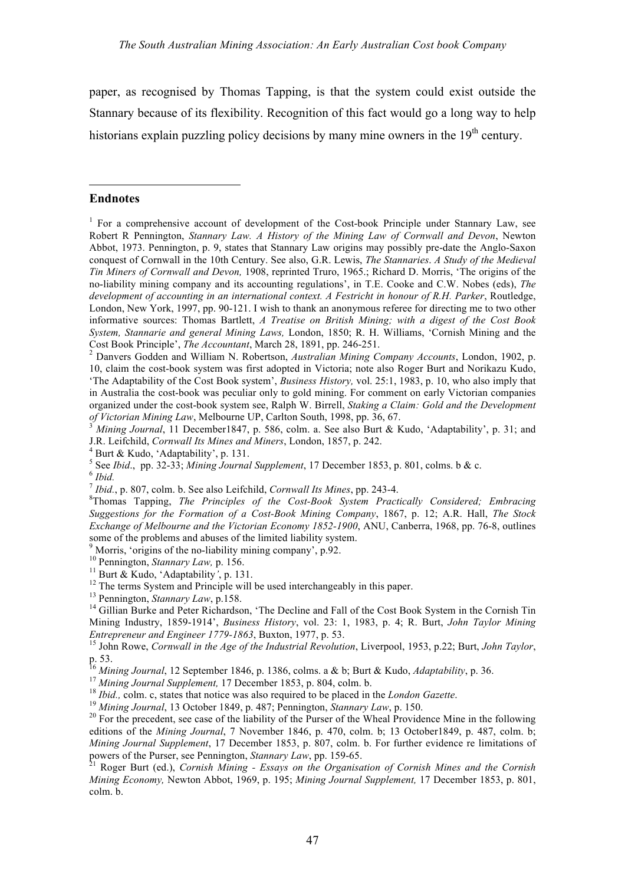paper, as recognised by Thomas Tapping, is that the system could exist outside the Stannary because of its flexibility. Recognition of this fact would go a long way to help historians explain puzzling policy decisions by many mine owners in the 19th century.

## Endnotes

[1] For a comprehensive account of development of the Cost-book Principle under Stannary Law, see Robert R Pennington, *Stannary Law. A History of the Mining Law of Cornwall and Devon*, Newton Abbot, 1973. Pennington, p. 9, states that Stannary Law origins may possibly pre-date the Anglo-Saxon conquest of Cornwall in the 10th Century. See also, G.R. Lewis, *The Stannaries*. *A Study of the Medieval Tin Miners of Cornwall and Devon,* 1908, reprinted Truro, 1965.; Richard D. Morris, 'The origins of the no-liability mining company and its accounting regulations', in T.E. Cooke and C.W. Nobes (eds), *The development of accounting in an international context. A Festricht in honour of R.H. Parker*, Routledge, London, New York, 1997, pp. 90-121. I wish to thank an anonymous referee for directing me to two other informative sources: Thomas Bartlett, *A Treatise on British Mining; with a digest of the Cost Book System, Stannarie and general Mining Laws,* London, 1850; R. H. Williams, 'Cornish Mining and the Cost Book Principle', *The Accountant*, March 28, 1891, pp. 246-251.

[2] Danvers Godden and William N. Robertson, *Australian Mining Company Accounts*, London, 1902, p. 10, claim the cost-book system was first adopted in Victoria; note also Roger Burt and Norikazu Kudo, 'The Adaptability of the Cost Book system', *Business History,* vol. 25:1, 1983, p. 10, who also imply that in Australia the cost-book was peculiar only to gold mining. For comment on early Victorian companies organized under the cost-book system see, Ralph W. Birrell, *Staking a Claim: Gold and the Development of Victorian Mining Law*, Melbourne UP, Carlton South, 1998, pp. 36, 67.

[3] *Mining Journal*, 11 December1847, p. 586, colm. a. See also Burt & Kudo, 'Adaptability', p. 31; and J.R. Leifchild, *Cornwall Its Mines and Miners*, London, 1857, p. 242.

[4] Burt & Kudo, 'Adaptability', p. 131.

[5] See *Ibid*., pp. 32-33; *Mining Journal Supplement*, 17 December 1853, p. 801, colms. b & c.

[6] *Ibid.*

[7] *Ibid.*, p. 807, colm. b. See also Leifchild, *Cornwall Its Mines*, pp. 243-4.

[8] Thomas Tapping, *The Principles of the Cost-Book System Practically Considered; Embracing Suggestions for the Formation of a Cost-Book Mining Company*, 1867, p. 12; A.R. Hall, *The Stock Exchange of Melbourne and the Victorian Economy 1852-1900*, ANU, Canberra, 1968, pp. 76-8, outlines some of the problems and abuses of the limited liability system.

[9] Morris, 'origins of the no-liability mining company', p.92.

[10] Pennington, *Stannary Law,* p. 156.

[11] Burt & Kudo, 'Adaptability*'*, p. 131.

[12] The terms System and Principle will be used interchangeably in this paper.

[13] Pennington, *Stannary Law*, p.158.

[14] Gillian Burke and Peter Richardson, 'The Decline and Fall of the Cost Book System in the Cornish Tin Mining Industry, 1859-1914', *Business History*, vol. 23: 1, 1983, p. 4; R. Burt, *John Taylor Mining Entrepreneur and Engineer 1779-1863*, Buxton, 1977, p. 53.

[15] John Rowe, *Cornwall in the Age of the Industrial Revolution*, Liverpool, 1953, p.22; Burt, *John Taylor*, p. 53.

[16] *Mining Journal*, 12 September 1846, p. 1386, colms. a & b; Burt & Kudo, *Adaptability*, p. 36.

[17] *Mining Journal Supplement,* 17 December 1853, p. 804, colm. b.

[18] *Ibid.,* colm. c, states that notice was also required to be placed in the *London Gazette*.

[19] *Mining Journal*, 13 October 1849, p. 487; Pennington, *Stannary Law*, p. 150.

[20] For the precedent, see case of the liability of the Purser of the Wheal Providence Mine in the following editions of the *Mining Journal*, 7 November 1846, p. 470, colm. b; 13 October1849, p. 487, colm. b; *Mining Journal Supplement*, 17 December 1853, p. 807, colm. b. For further evidence re limitations of powers of the Purser, see Pennington, *Stannary Law*, pp. 159-65.

[21] Roger Burt (ed.), *Cornish Mining - Essays on the Organisation of Cornish Mines and the Cornish Mining Economy,* Newton Abbot, 1969, p. 195; *Mining Journal Supplement,* 17 December 1853, p. 801, colm. b.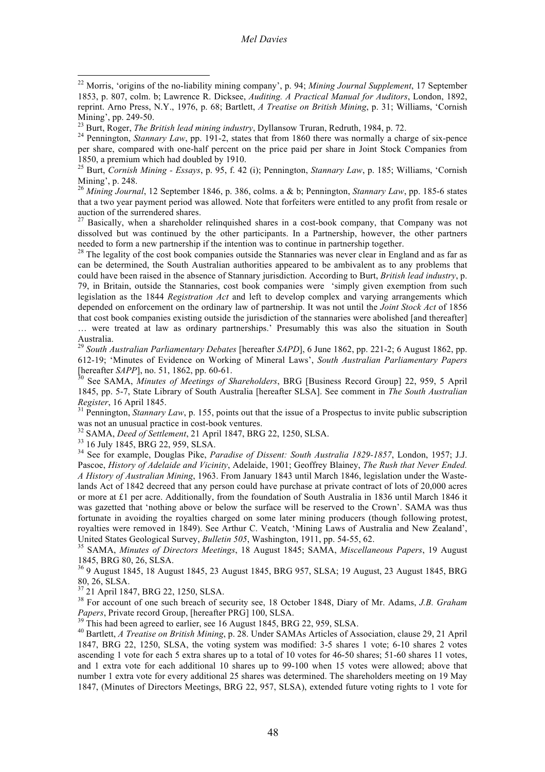[22] Morris, 'origins of the no-liability mining company', p. 94; *Mining Journal Supplement*, 17 September 1853, p. 807, colm. b; Lawrence R. Dicksee, *Auditing. A Practical Manual for Auditors*, London, 1892, reprint. Arno Press, N.Y., 1976, p. 68; Bartlett, *A Treatise on British Mining*, p. 31; Williams, 'Cornish Mining', pp. 249-50.

[23] Burt, Roger, *The British lead mining industry*, Dyllansow Truran, Redruth, 1984, p. 72.

[24] Pennington, *Stannary Law*, pp. 191-2, states that from 1860 there was normally a charge of six-pence per share, compared with one-half percent on the price paid per share in Joint Stock Companies from 1850, a premium which had doubled by 1910.

[25] Burt, *Cornish Mining - Essays*, p. 95, f. 42 (i); Pennington, *Stannary Law*, p. 185; Williams, 'Cornish Mining', p. 248.

[26] *Mining Journal*, 12 September 1846, p. 386, colms. a & b; Pennington, *Stannary Law*, pp. 185-6 states that a two year payment period was allowed. Note that forfeiters were entitled to any profit from resale or auction of the surrendered shares.

[27] Basically, when a shareholder relinquished shares in a cost-book company, that Company was not dissolved but was continued by the other participants. In a Partnership, however, the other partners needed to form a new partnership if the intention was to continue in partnership together.

[28] The legality of the cost book companies outside the Stannaries was never clear in England and as far as can be determined, the South Australian authorities appeared to be ambivalent as to any problems that could have been raised in the absence of Stannary jurisdiction. According to Burt, *British lead industry*, p. 79, in Britain, outside the Stannaries, cost book companies were 'simply given exemption from such legislation as the 1844 *Registration Act* and left to develop complex and varying arrangements which depended on enforcement on the ordinary law of partnership. It was not until the *Joint Stock Act* of 1856 that cost book companies existing outside the jurisdiction of the stannaries were abolished [and thereafter] … were treated at law as ordinary partnerships.' Presumably this was also the situation in South Australia.

[29] *South Australian Parliamentary Debates* [hereafter *SAPD*], 6 June 1862, pp. 221-2; 6 August 1862, pp. 612-19; 'Minutes of Evidence on Working of Mineral Laws', *South Australian Parliamentary Papers* [hereafter *SAPP*], no. 51, 1862, pp. 60-61.

[30] See SAMA, *Minutes of Meetings of Shareholders*, BRG [Business Record Group] 22, 959, 5 April 1845, pp. 5-7, State Library of South Australia [hereafter SLSA]. See comment in *The South Australian Register*, 16 April 1845.

[31] Pennington, *Stannary Law*, p. 155, points out that the issue of a Prospectus to invite public subscription was not an unusual practice in cost-book ventures.

[32] SAMA, *Deed of Settlement*, 21 April 1847, BRG 22, 1250, SLSA.

[33] 16 July 1845, BRG 22, 959, SLSA.

[34] See for example, Douglas Pike, *Paradise of Dissent: South Australia 1829-1857*, London, 1957; J.J. Pascoe, *History of Adelaide and Vicinity*, Adelaide, 1901; Geoffrey Blainey, *The Rush that Never Ended. A History of Australian Mining*, 1963. From January 1843 until March 1846, legislation under the Waste-lands Act of 1842 decreed that any person could have purchase at private contract of lots of 20,000 acres or more at £1 per acre. Additionally, from the foundation of South Australia in 1836 until March 1846 it was gazetted that 'nothing above or below the surface will be reserved to the Crown'. SAMA was thus fortunate in avoiding the royalties charged on some later mining producers (though following protest, royalties were removed in 1849). See Arthur C. Veatch, 'Mining Laws of Australia and New Zealand', United States Geological Survey, *Bulletin 505*, Washington, 1911, pp. 54-55, 62.

[35] SAMA, *Minutes of Directors Meetings*, 18 August 1845; SAMA, *Miscellaneous Papers*, 19 August 1845, BRG 80, 26, SLSA.

[36] 9 August 1845, 18 August 1845, 23 August 1845, BRG 957, SLSA; 19 August, 23 August 1845, BRG 80, 26, SLSA.

[37] 21 April 1847, BRG 22, 1250, SLSA.

[38] For account of one such breach of security see, 18 October 1848, Diary of Mr. Adams, *J.B. Graham Papers*, Private record Group, [hereafter PRG] 100, SLSA.

[39] This had been agreed to earlier, see 16 August 1845, BRG 22, 959, SLSA.

[40] Bartlett, *A Treatise on British Mining*, p. 28. Under SAMAs Articles of Association, clause 29, 21 April 1847, BRG 22, 1250, SLSA, the voting system was modified: 3-5 shares 1 vote; 6-10 shares 2 votes ascending 1 vote for each 5 extra shares up to a total of 10 votes for 46-50 shares; 51-60 shares 11 votes, and 1 extra vote for each additional 10 shares up to 99-100 when 15 votes were allowed; above that number 1 extra vote for every additional 25 shares was determined. The shareholders meeting on 19 May 1847, (Minutes of Directors Meetings, BRG 22, 957, SLSA), extended future voting rights to 1 vote for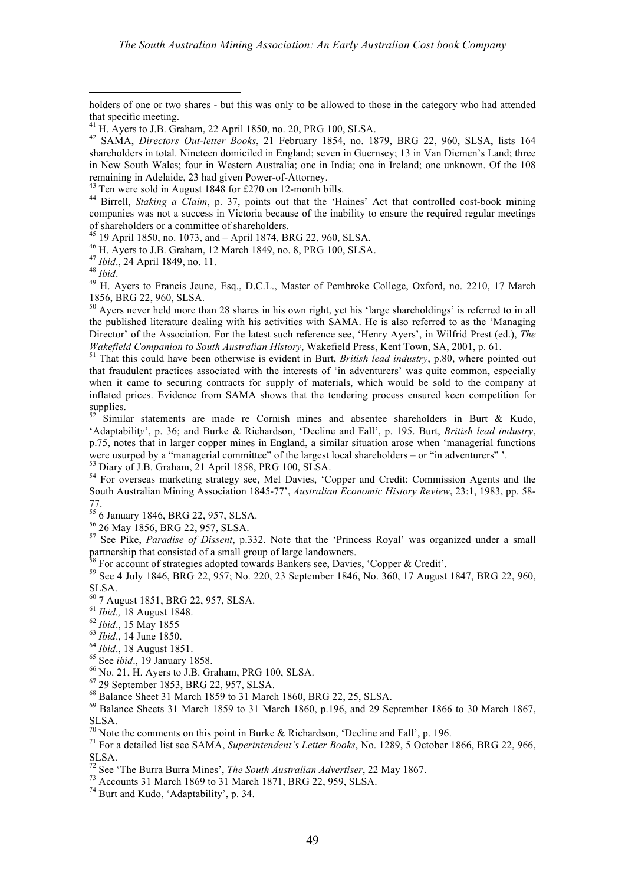holders of one or two shares - but this was only to be allowed to those in the category who had attended that specific meeting.

[41] H. Ayers to J.B. Graham, 22 April 1850, no. 20, PRG 100, SLSA.

[42] SAMA, *Directors Out-letter Books*, 21 February 1854, no. 1879, BRG 22, 960, SLSA, lists 164 shareholders in total. Nineteen domiciled in England; seven in Guernsey; 13 in Van Diemen's Land; three in New South Wales; four in Western Australia; one in India; one in Ireland; one unknown. Of the 108 remaining in Adelaide, 23 had given Power-of-Attorney.

[43] Ten were sold in August 1848 for £270 on 12-month bills.

[44] Birrell, *Staking a Claim*, p. 37, points out that the 'Haines' Act that controlled cost-book mining companies was not a success in Victoria because of the inability to ensure the required regular meetings of shareholders or a committee of shareholders.

[45] 19 April 1850, no. 1073, and – April 1874, BRG 22, 960, SLSA.

[46] H. Ayers to J.B. Graham, 12 March 1849, no. 8, PRG 100, SLSA.

[47] *Ibid*., 24 April 1849, no. 11.

[48] *Ibid*.

[49] H. Ayers to Francis Jeune, Esq., D.C.L., Master of Pembroke College, Oxford, no. 2210, 17 March 1856, BRG 22, 960, SLSA.

[50] Ayers never held more than 28 shares in his own right, yet his 'large shareholdings' is referred to in all the published literature dealing with his activities with SAMA. He is also referred to as the 'Managing Director' of the Association. For the latest such reference see, 'Henry Ayers', in Wilfrid Prest (ed.), *The Wakefield Companion to South Australian History*, Wakefield Press, Kent Town, SA, 2001, p. 61.

[51] That this could have been otherwise is evident in Burt, *British lead industry*, p.80, where pointed out that fraudulent practices associated with the interests of 'in adventurers' was quite common, especially when it came to securing contracts for supply of materials, which would be sold to the company at inflated prices. Evidence from SAMA shows that the tendering process ensured keen competition for supplies.

[52] Similar statements are made re Cornish mines and absentee shareholders in Burt & Kudo, 'Adaptability', p. 36; and Burke & Richardson, 'Decline and Fall', p. 195. Burt, *British lead industry*, p.75, notes that in larger copper mines in England, a similar situation arose when 'managerial functions were usurped by a "managerial committee" of the largest local shareholders – or "in adventurers" '.

[53] Diary of J.B. Graham, 21 April 1858, PRG 100, SLSA.

[54] For overseas marketing strategy see, Mel Davies, 'Copper and Credit: Commission Agents and the South Australian Mining Association 1845-77', *Australian Economic History Review*, 23:1, 1983, pp. 58-77.

[55] 6 January 1846, BRG 22, 957, SLSA.

[56] 26 May 1856, BRG 22, 957, SLSA.

[57] See Pike, *Paradise of Dissent*, p.332. Note that the 'Princess Royal' was organized under a small partnership that consisted of a small group of large landowners.

[58] For account of strategies adopted towards Bankers see, Davies, 'Copper & Credit'.

[59] See 4 July 1846, BRG 22, 957; No. 220, 23 September 1846, No. 360, 17 August 1847, BRG 22, 960, SLSA.

[60] 7 August 1851, BRG 22, 957, SLSA.

[61] *Ibid.,* 18 August 1848.

[62] *Ibid*., 15 May 1855

[63] *Ibid*., 14 June 1850.

[64] *Ibid*., 18 August 1851.

[65] See *ibid*., 19 January 1858.

[66] No. 21, H. Ayers to J.B. Graham, PRG 100, SLSA.

[67] 29 September 1853, BRG 22, 957, SLSA.

[68] Balance Sheet 31 March 1859 to 31 March 1860, BRG 22, 25, SLSA.

[69] Balance Sheets 31 March 1859 to 31 March 1860, p.196, and 29 September 1866 to 30 March 1867, SLSA.

[70] Note the comments on this point in Burke & Richardson, 'Decline and Fall', p. 196.

[71] For a detailed list see SAMA, *Superintendent's Letter Books*, No. 1289, 5 October 1866, BRG 22, 966, SLSA.

[72] See 'The Burra Burra Mines', *The South Australian Advertiser*, 22 May 1867.

[73] Accounts 31 March 1869 to 31 March 1871, BRG 22, 959, SLSA.

[74] Burt and Kudo, 'Adaptability', p. 34.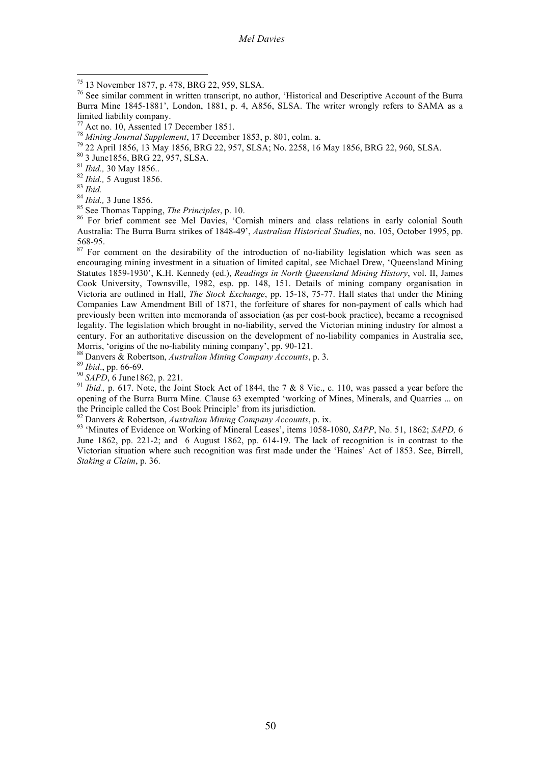[75] 13 November 1877, p. 478, BRG 22, 959, SLSA.

[76] See similar comment in written transcript, no author, 'Historical and Descriptive Account of the Burra Burra Mine 1845-1881', London, 1881, p. 4, A856, SLSA. The writer wrongly refers to SAMA as a limited liability company.

[77] Act no. 10, Assented 17 December 1851.

[78] *Mining Journal Supplement*, 17 December 1853, p. 801, colm. a.

[79] 22 April 1856, 13 May 1856, BRG 22, 957, SLSA; No. 2258, 16 May 1856, BRG 22, 960, SLSA.

[80] 3 June1856, BRG 22, 957, SLSA.

[81] *Ibid.,* 30 May 1856..

[82] *Ibid.,* 5 August 1856.

[83] *Ibid.*

[84] *Ibid.,* 3 June 1856.

[85] See Thomas Tapping, *The Principles*, p. 10.

[86] For brief comment see Mel Davies, 'Cornish miners and class relations in early colonial South Australia: The Burra Burra strikes of 1848-49', *Australian Historical Studies*, no. 105, October 1995, pp. 568-95.

[87] For comment on the desirability of the introduction of no-liability legislation which was seen as encouraging mining investment in a situation of limited capital, see Michael Drew, 'Queensland Mining Statutes 1859-1930', K.H. Kennedy (ed.), *Readings in North Queensland Mining History*, vol. II, James Cook University, Townsville, 1982, esp. pp. 148, 151. Details of mining company organisation in Victoria are outlined in Hall, *The Stock Exchange*, pp. 15-18, 75-77. Hall states that under the Mining Companies Law Amendment Bill of 1871, the forfeiture of shares for non-payment of calls which had previously been written into memoranda of association (as per cost-book practice), became a recognised legality. The legislation which brought in no-liability, served the Victorian mining industry for almost a century. For an authoritative discussion on the development of no-liability companies in Australia see, Morris, 'origins of the no-liability mining company', pp. 90-121.

[88] Danvers & Robertson, *Australian Mining Company Accounts*, p. 3.

[89] *Ibid*., pp. 66-69.

[90] *SAPD*, 6 June1862, p. 221.

[91] *Ibid.,* p. 617. Note, the Joint Stock Act of 1844, the 7 & 8 Vic., c. 110, was passed a year before the opening of the Burra Burra Mine. Clause 63 exempted 'working of Mines, Minerals, and Quarries ... on the Principle called the Cost Book Principle' from its jurisdiction.

[92] Danvers & Robertson, *Australian Mining Company Accounts*, p. ix.

[93] 'Minutes of Evidence on Working of Mineral Leases', items 1058-1080, *SAPP*, No. 51, 1862; *SAPD,* 6 June 1862, pp. 221-2; and 6 August 1862, pp. 614-19. The lack of recognition is in contrast to the Victorian situation where such recognition was first made under the 'Haines' Act of 1853. See, Birrell, *Staking a Claim*, p. 36.